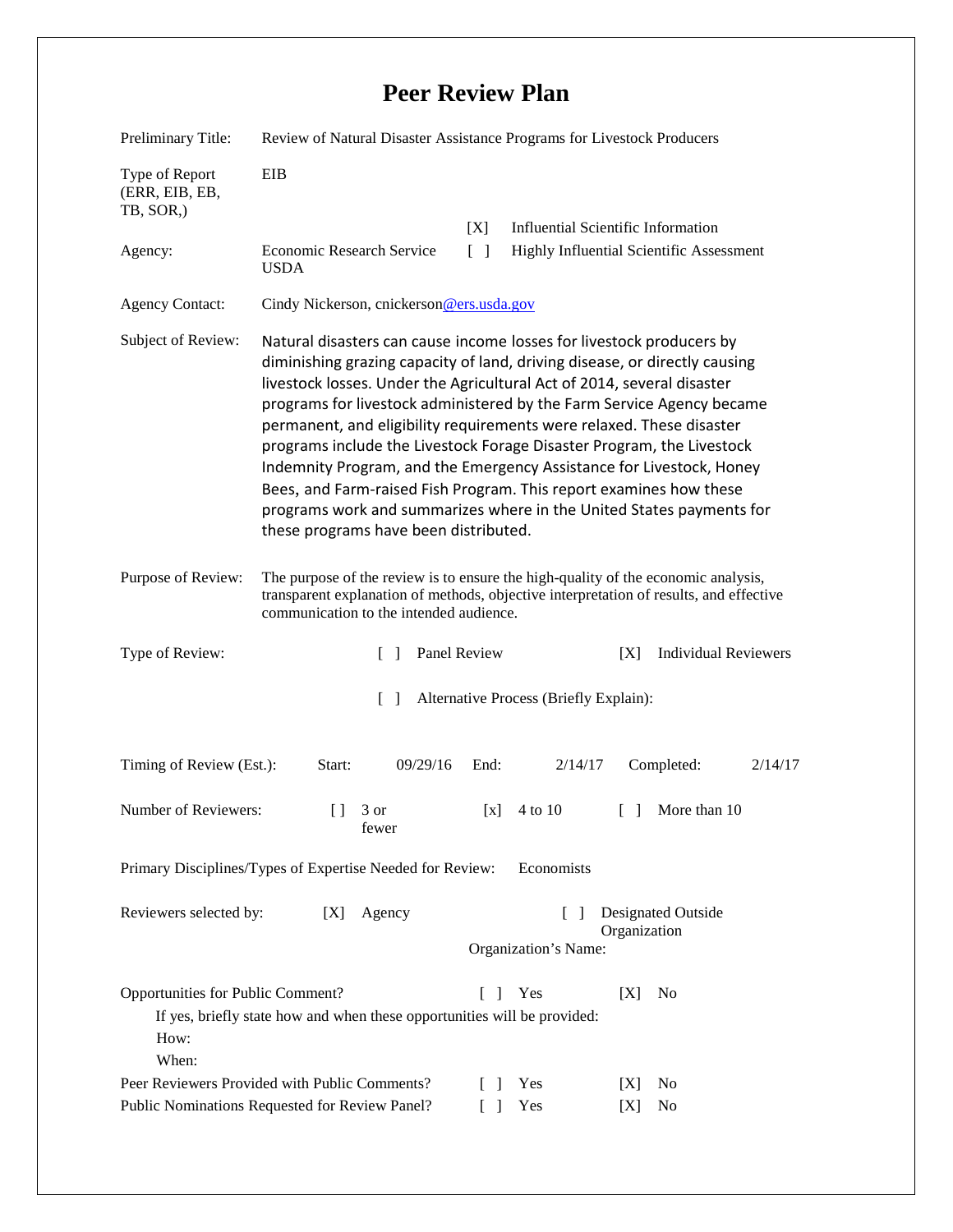# Peer Review Plan

Preliminary Title: Review of Natural Disaster Assistance Programs for Livestock Producers

Type of Report (ERR, EIB, EB, TB, SOR,): EIB

Agency: Economic Research Service USDA

[X] Influential Scientific Information

[ ] Highly Influential Scientific Assessment

Agency Contact: Cindy Nickerson, cnickerson@ers.usda.gov

Subject of Review: Natural disasters can cause income losses for livestock producers by diminishing grazing capacity of land, driving disease, or directly causing livestock losses. Under the Agricultural Act of 2014, several disaster programs for livestock administered by the Farm Service Agency became permanent, and eligibility requirements were relaxed. These disaster programs include the Livestock Forage Disaster Program, the Livestock Indemnity Program, and the Emergency Assistance for Livestock, Honey Bees, and Farm-raised Fish Program. This report examines how these programs work and summarizes where in the United States payments for these programs have been distributed.

Purpose of Review: The purpose of the review is to ensure the high-quality of the economic analysis, transparent explanation of methods, objective interpretation of results, and effective communication to the intended audience.

Type of Review: [ ] Panel Review [X] Individual Reviewers

[ ] Alternative Process (Briefly Explain):

Timing of Review (Est.): Start: 09/29/16 End: 2/14/17 Completed: 2/14/17

Number of Reviewers: [ ] 3 or fewer [x] 4 to 10 [ ] More than 10

Primary Disciplines/Types of Expertise Needed for Review: Economists

Reviewers selected by: [X] Agency [ ] Designated Outside Organization

Organization's Name:

Opportunities for Public Comment? [ ] Yes [X] No

If yes, briefly state how and when these opportunities will be provided:

How:

When:

Peer Reviewers Provided with Public Comments? [ ] Yes [X] No

Public Nominations Requested for Review Panel? [ ] Yes [X] No